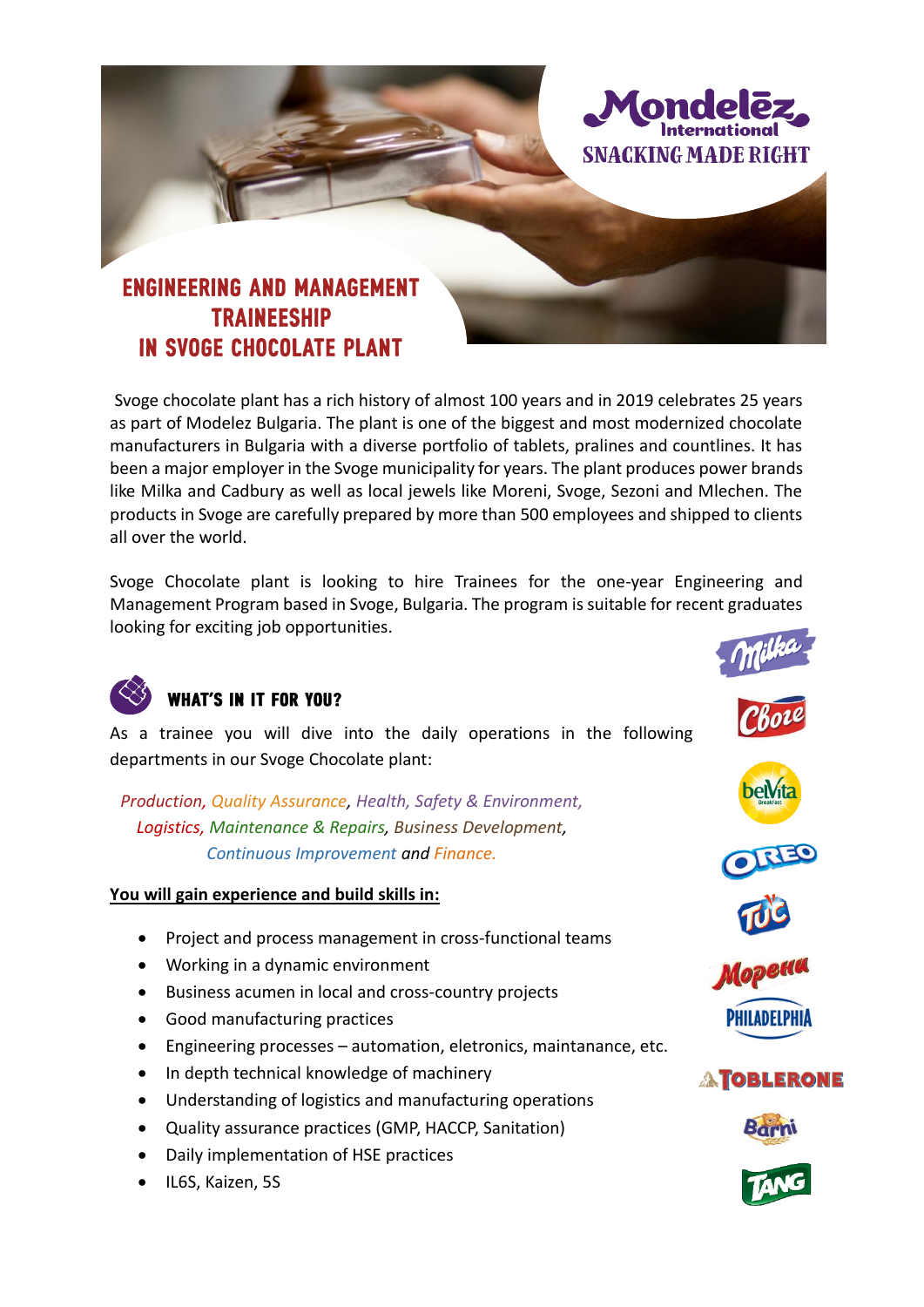Mondelēz International
SNACKING MADE RIGHT

# ENGINEERING AND MANAGEMENT TRAINEESHIP IN SVOGE CHOCOLATE PLANT

Svoge chocolate plant has a rich history of almost 100 years and in 2019 celebrates 25 years as part of Modelez Bulgaria. The plant is one of the biggest and most modernized chocolate manufacturers in Bulgaria with a diverse portfolio of tablets, pralines and countlines. It has been a major employer in the Svoge municipality for years. The plant produces power brands like Milka and Cadbury as well as local jewels like Moreni, Svoge, Sezoni and Mlechen. The products in Svoge are carefully prepared by more than 500 employees and shipped to clients all over the world.

Svoge Chocolate plant is looking to hire Trainees for the one-year Engineering and Management Program based in Svoge, Bulgaria. The program is suitable for recent graduates looking for exciting job opportunities.

## WHAT'S IN IT FOR YOU?

As a trainee you will dive into the daily operations in the following departments in our Svoge Chocolate plant:

*Production, Quality Assurance, Health, Safety & Environment, Logistics, Maintenance & Repairs, Business Development, Continuous Improvement and Finance.*

**You will gain experience and build skills in:**

- Project and process management in cross-functional teams
- Working in a dynamic environment
- Business acumen in local and cross-country projects
- Good manufacturing practices
- Engineering processes – automation, eletronics, maintanance, etc.
- In depth technical knowledge of machinery
- Understanding of logistics and manufacturing operations
- Quality assurance practices (GMP, HACCP, Sanitation)
- Daily implementation of HSE practices
- IL6S, Kaizen, 5S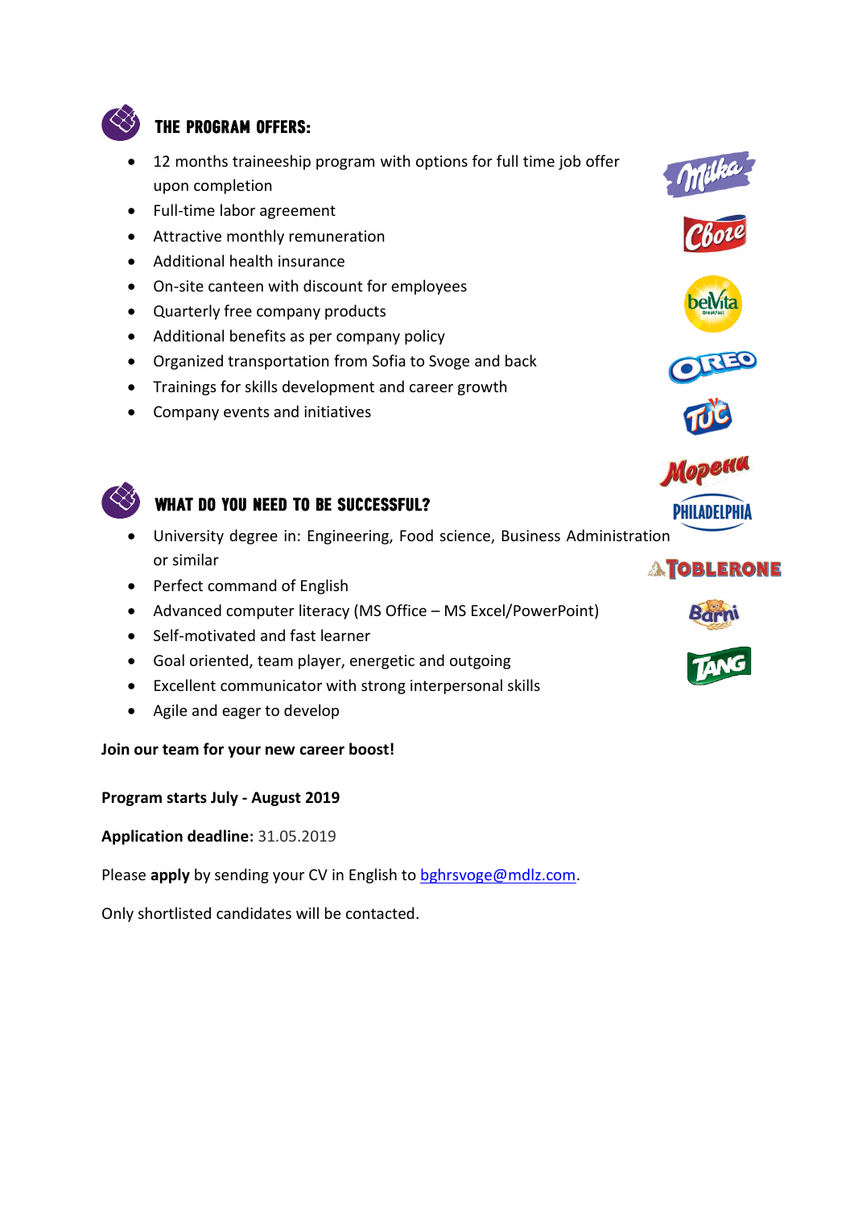## THE PROGRAM OFFERS:

- 12 months traineeship program with options for full time job offer upon completion
- Full-time labor agreement
- Attractive monthly remuneration
- Additional health insurance
- On-site canteen with discount for employees
- Quarterly free company products
- Additional benefits as per company policy
- Organized transportation from Sofia to Svoge and back
- Trainings for skills development and career growth
- Company events and initiatives

## WHAT DO YOU NEED TO BE SUCCESSFUL?

- University degree in: Engineering, Food science, Business Administration or similar
- Perfect command of English
- Advanced computer literacy (MS Office – MS Excel/PowerPoint)
- Self-motivated and fast learner
- Goal oriented, team player, energetic and outgoing
- Excellent communicator with strong interpersonal skills
- Agile and eager to develop

**Join our team for your new career boost!**

**Program starts July - August 2019**

**Application deadline:** 31.05.2019

Please **apply** by sending your CV in English to bghrsvoge@mdlz.com.

Only shortlisted candidates will be contacted.